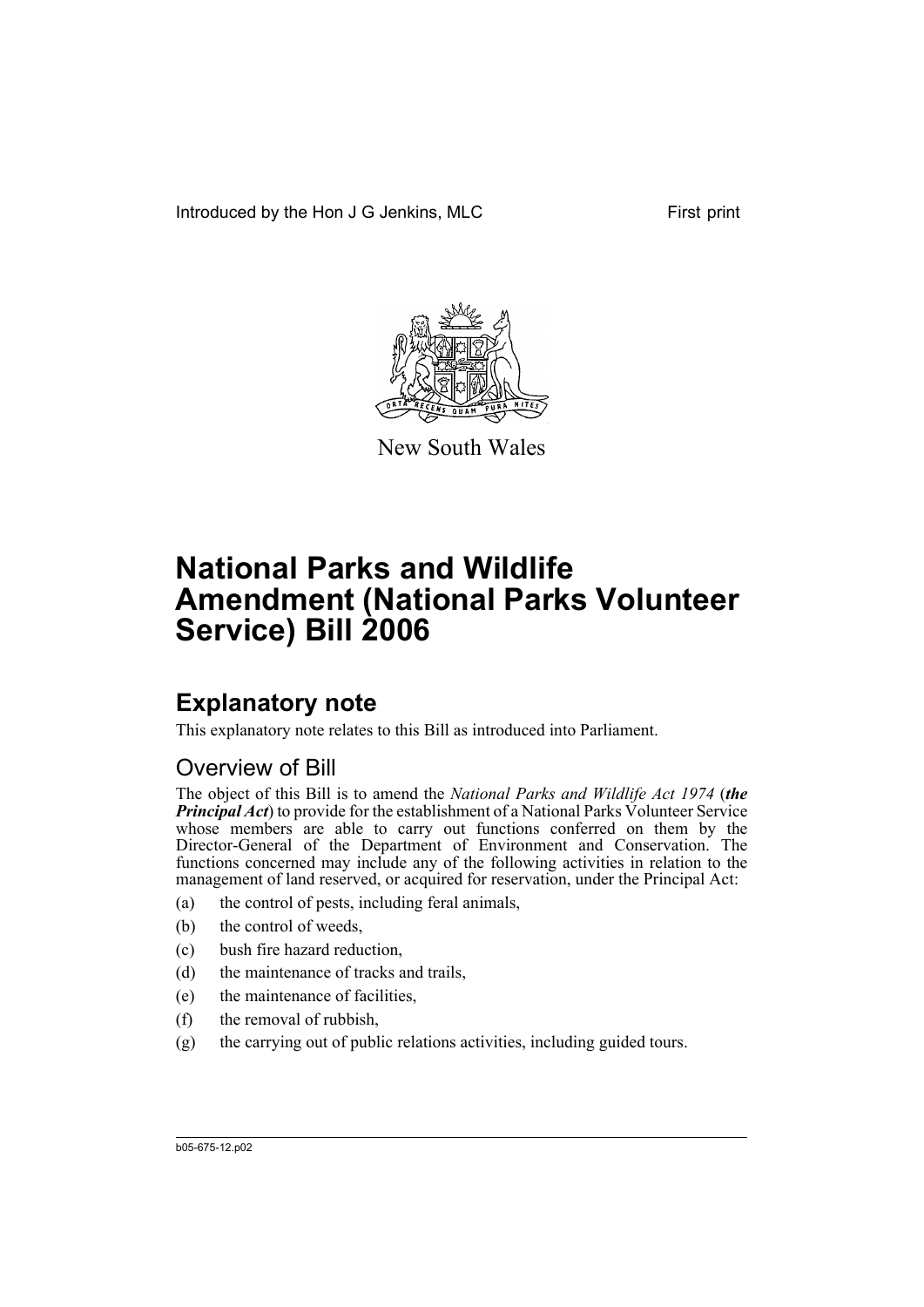Introduced by the Hon J G Jenkins, MLC First print

New South Wales

# National Parks and Wildlife Amendment (National Parks Volunteer Service) Bill 2006

## Explanatory note

This explanatory note relates to this Bill as introduced into Parliament.

### Overview of Bill

The object of this Bill is to amend the *National Parks and Wildlife Act 1974* (***the Principal Act***) to provide for the establishment of a National Parks Volunteer Service whose members are able to carry out functions conferred on them by the Director-General of the Department of Environment and Conservation. The functions concerned may include any of the following activities in relation to the management of land reserved, or acquired for reservation, under the Principal Act:

(a) the control of pests, including feral animals,

(b) the control of weeds,

(c) bush fire hazard reduction,

(d) the maintenance of tracks and trails,

(e) the maintenance of facilities,

(f) the removal of rubbish,

(g) the carrying out of public relations activities, including guided tours.

b05-675-12.p02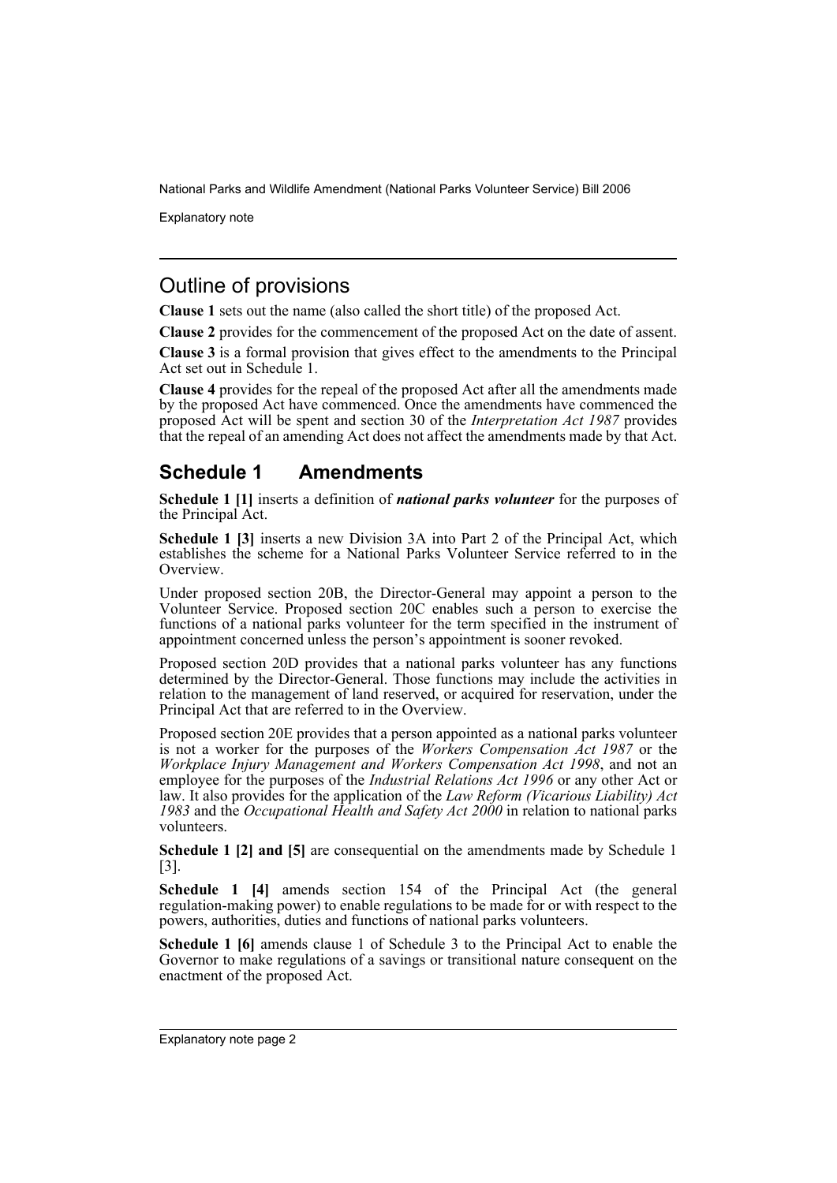## Outline of provisions

**Clause 1** sets out the name (also called the short title) of the proposed Act.

**Clause 2** provides for the commencement of the proposed Act on the date of assent.

**Clause 3** is a formal provision that gives effect to the amendments to the Principal Act set out in Schedule 1.

**Clause 4** provides for the repeal of the proposed Act after all the amendments made by the proposed Act have commenced. Once the amendments have commenced the proposed Act will be spent and section 30 of the *Interpretation Act 1987* provides that the repeal of an amending Act does not affect the amendments made by that Act.

## Schedule 1 Amendments

**Schedule 1 [1]** inserts a definition of ***national parks volunteer*** for the purposes of the Principal Act.

**Schedule 1 [3]** inserts a new Division 3A into Part 2 of the Principal Act, which establishes the scheme for a National Parks Volunteer Service referred to in the Overview.

Under proposed section 20B, the Director-General may appoint a person to the Volunteer Service. Proposed section 20C enables such a person to exercise the functions of a national parks volunteer for the term specified in the instrument of appointment concerned unless the person's appointment is sooner revoked.

Proposed section 20D provides that a national parks volunteer has any functions determined by the Director-General. Those functions may include the activities in relation to the management of land reserved, or acquired for reservation, under the Principal Act that are referred to in the Overview.

Proposed section 20E provides that a person appointed as a national parks volunteer is not a worker for the purposes of the *Workers Compensation Act 1987* or the *Workplace Injury Management and Workers Compensation Act 1998*, and not an employee for the purposes of the *Industrial Relations Act 1996* or any other Act or law. It also provides for the application of the *Law Reform (Vicarious Liability) Act 1983* and the *Occupational Health and Safety Act 2000* in relation to national parks volunteers.

**Schedule 1 [2] and [5]** are consequential on the amendments made by Schedule 1 [3].

**Schedule 1 [4]** amends section 154 of the Principal Act (the general regulation-making power) to enable regulations to be made for or with respect to the powers, authorities, duties and functions of national parks volunteers.

**Schedule 1 [6]** amends clause 1 of Schedule 3 to the Principal Act to enable the Governor to make regulations of a savings or transitional nature consequent on the enactment of the proposed Act.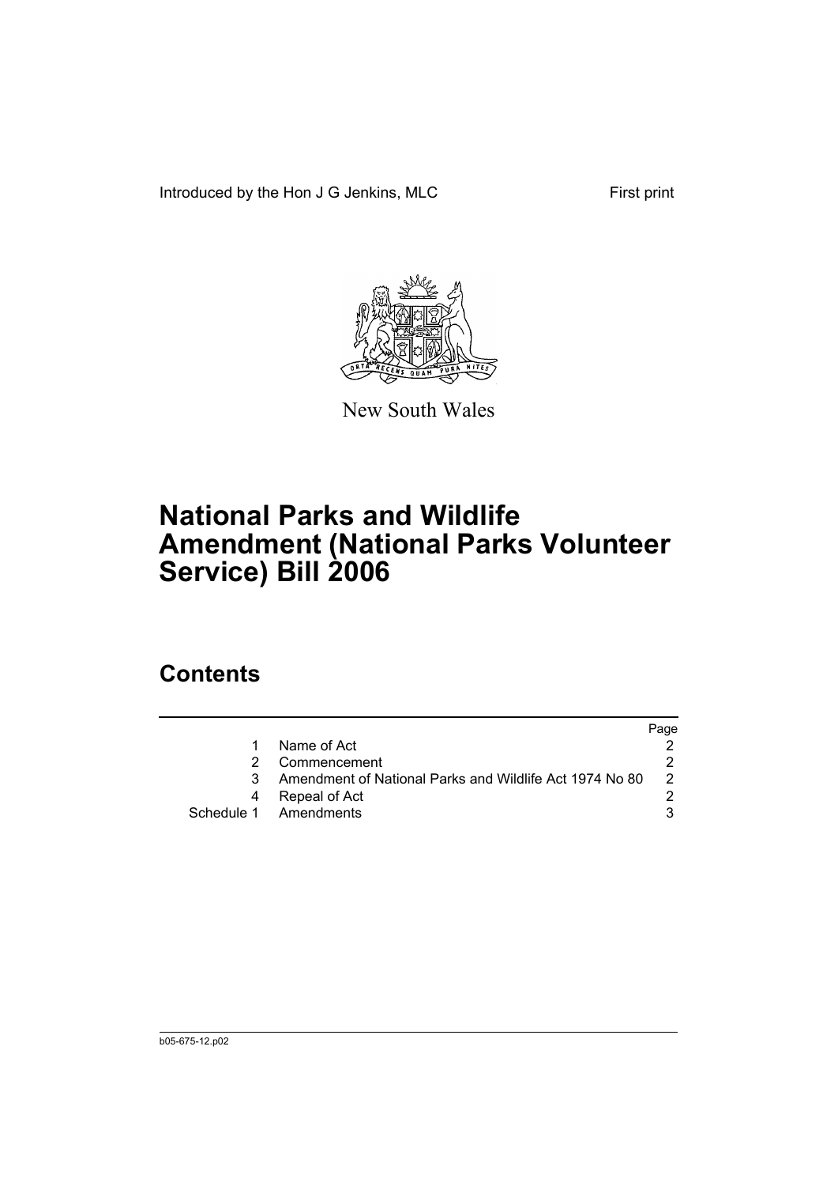Introduced by the Hon J G Jenkins, MLC First print

New South Wales

# National Parks and Wildlife Amendment (National Parks Volunteer Service) Bill 2006

## Contents

| | | Page |
|---|---|---|
| 1 | Name of Act | 2 |
| 2 | Commencement | 2 |
| 3 | Amendment of National Parks and Wildlife Act 1974 No 80 | 2 |
| 4 | Repeal of Act | 2 |
| Schedule 1 | Amendments | 3 |

b05-675-12.p02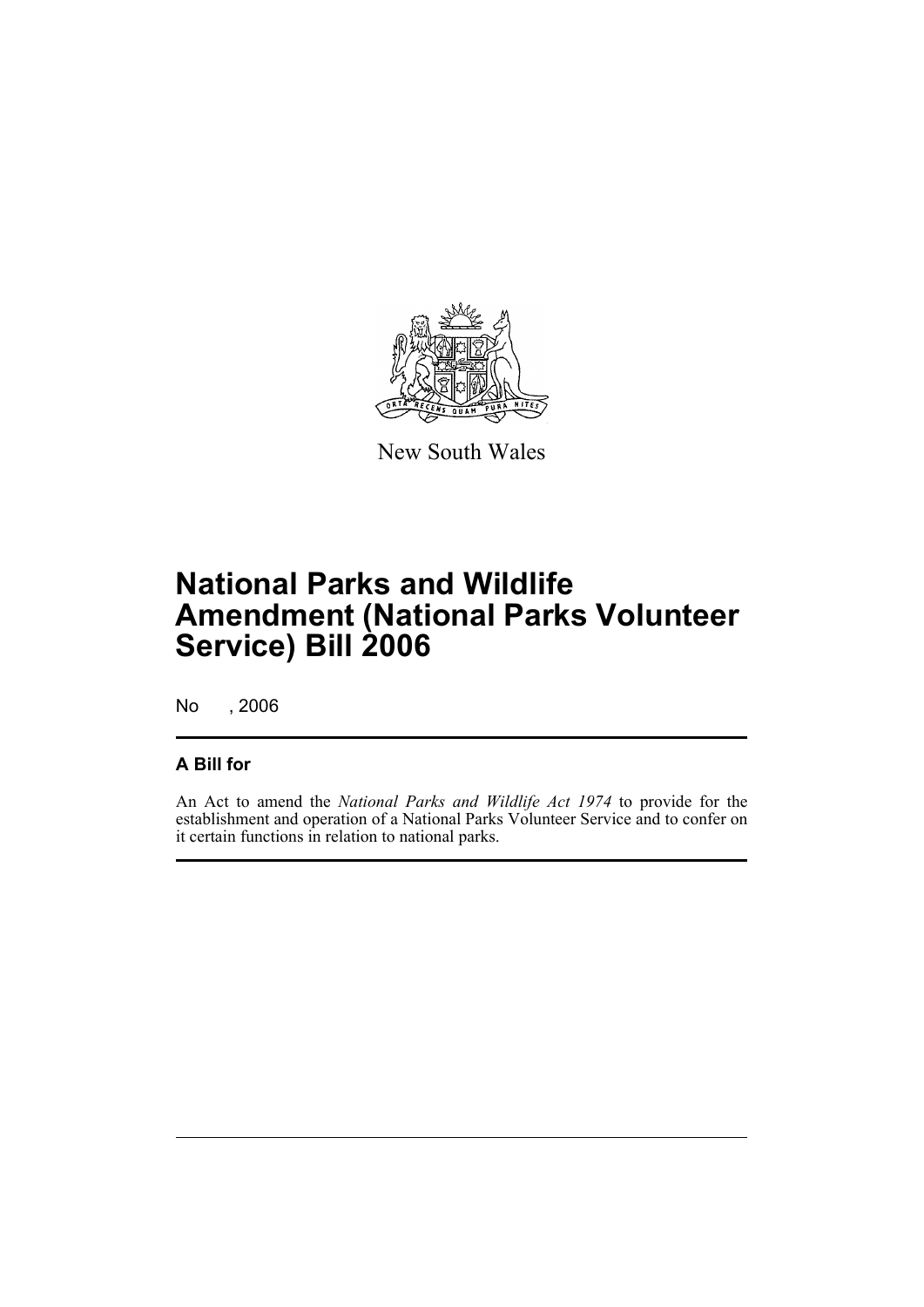New South Wales

# National Parks and Wildlife Amendment (National Parks Volunteer Service) Bill 2006

No , 2006

## A Bill for

An Act to amend the *National Parks and Wildlife Act 1974* to provide for the establishment and operation of a National Parks Volunteer Service and to confer on it certain functions in relation to national parks.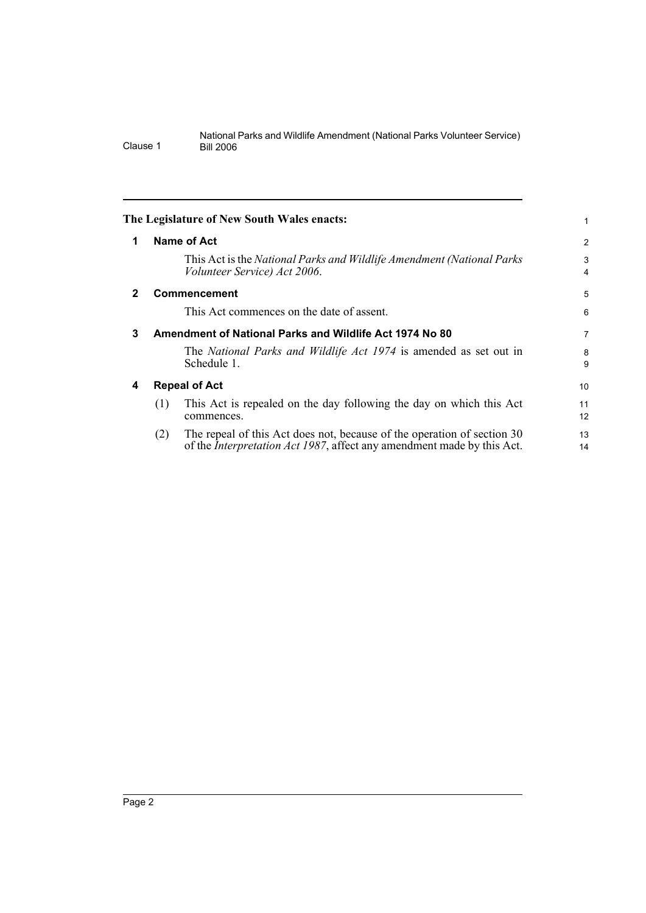**The Legislature of New South Wales enacts:**

## 1 Name of Act

This Act is the *National Parks and Wildlife Amendment (National Parks Volunteer Service) Act 2006*.

## 2 Commencement

This Act commences on the date of assent.

## 3 Amendment of National Parks and Wildlife Act 1974 No 80

The *National Parks and Wildlife Act 1974* is amended as set out in Schedule 1.

## 4 Repeal of Act

(1) This Act is repealed on the day following the day on which this Act commences.

(2) The repeal of this Act does not, because of the operation of section 30 of the *Interpretation Act 1987*, affect any amendment made by this Act.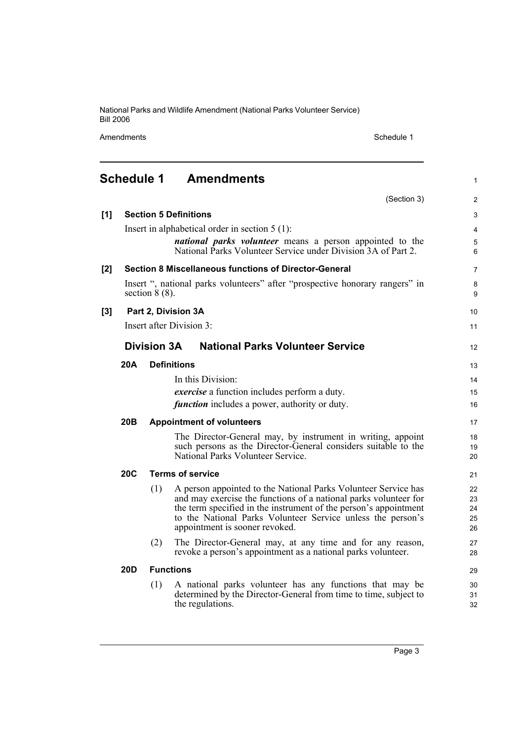# Schedule 1 Amendments

(Section 3)

**[1] Section 5 Definitions**

Insert in alphabetical order in section 5 (1):

> ***national parks volunteer*** means a person appointed to the National Parks Volunteer Service under Division 3A of Part 2.

**[2] Section 8 Miscellaneous functions of Director-General**

Insert ", national parks volunteers" after "prospective honorary rangers" in section 8 (8).

**[3] Part 2, Division 3A**

Insert after Division 3:

## Division 3A National Parks Volunteer Service

### 20A Definitions

In this Division:

***exercise*** a function includes perform a duty.

***function*** includes a power, authority or duty.

### 20B Appointment of volunteers

The Director-General may, by instrument in writing, appoint such persons as the Director-General considers suitable to the National Parks Volunteer Service.

### 20C Terms of service

(1) A person appointed to the National Parks Volunteer Service has and may exercise the functions of a national parks volunteer for the term specified in the instrument of the person's appointment to the National Parks Volunteer Service unless the person's appointment is sooner revoked.

(2) The Director-General may, at any time and for any reason, revoke a person's appointment as a national parks volunteer.

### 20D Functions

(1) A national parks volunteer has any functions that may be determined by the Director-General from time to time, subject to the regulations.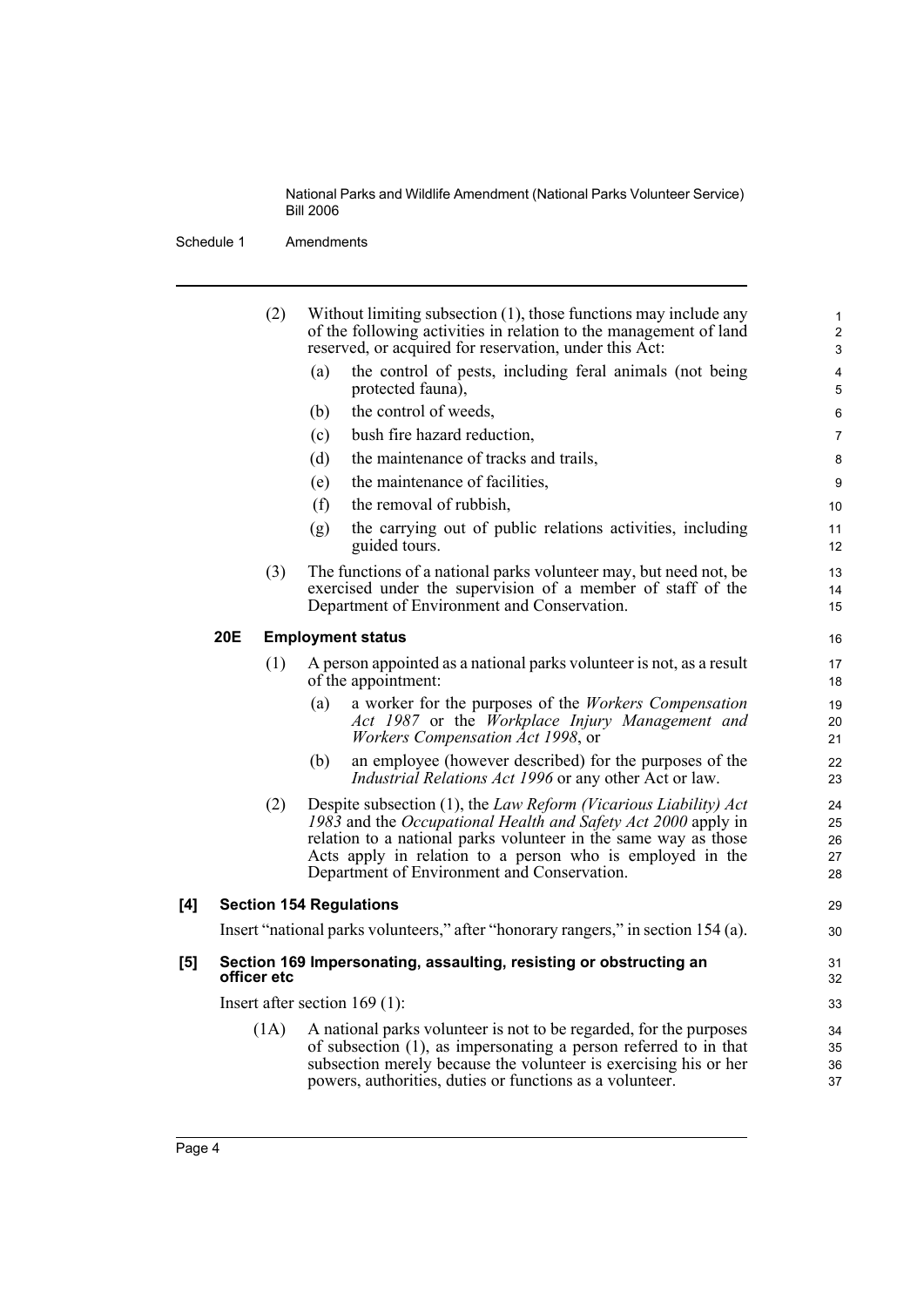(2) Without limiting subsection (1), those functions may include any of the following activities in relation to the management of land reserved, or acquired for reservation, under this Act:

(a) the control of pests, including feral animals (not being protected fauna),

(b) the control of weeds,

(c) bush fire hazard reduction,

(d) the maintenance of tracks and trails,

(e) the maintenance of facilities,

(f) the removal of rubbish,

(g) the carrying out of public relations activities, including guided tours.

(3) The functions of a national parks volunteer may, but need not, be exercised under the supervision of a member of staff of the Department of Environment and Conservation.

**20E Employment status**

(1) A person appointed as a national parks volunteer is not, as a result of the appointment:

(a) a worker for the purposes of the *Workers Compensation Act 1987* or the *Workplace Injury Management and Workers Compensation Act 1998*, or

(b) an employee (however described) for the purposes of the *Industrial Relations Act 1996* or any other Act or law.

(2) Despite subsection (1), the *Law Reform (Vicarious Liability) Act 1983* and the *Occupational Health and Safety Act 2000* apply in relation to a national parks volunteer in the same way as those Acts apply in relation to a person who is employed in the Department of Environment and Conservation.

**[4] Section 154 Regulations**

Insert "national parks volunteers," after "honorary rangers," in section 154 (a).

**[5] Section 169 Impersonating, assaulting, resisting or obstructing an officer etc**

Insert after section 169 (1):

(1A) A national parks volunteer is not to be regarded, for the purposes of subsection (1), as impersonating a person referred to in that subsection merely because the volunteer is exercising his or her powers, authorities, duties or functions as a volunteer.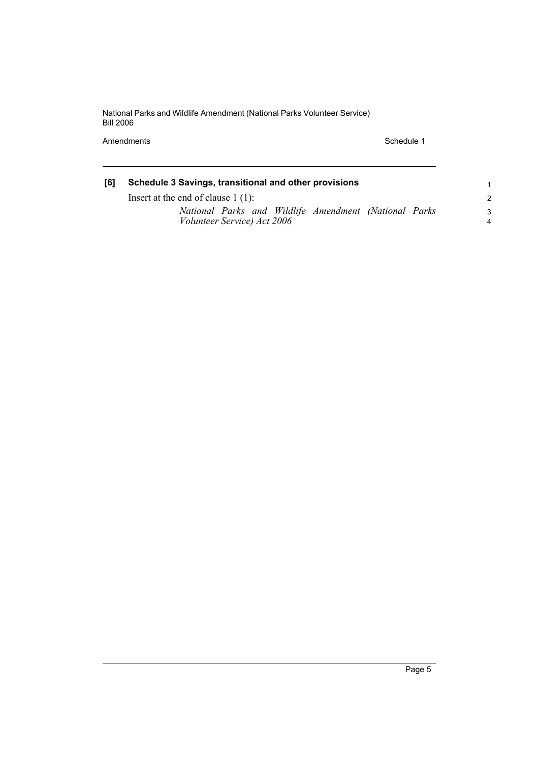**[6] Schedule 3 Savings, transitional and other provisions**

Insert at the end of clause 1 (1):

*National Parks and Wildlife Amendment (National Parks Volunteer Service) Act 2006*